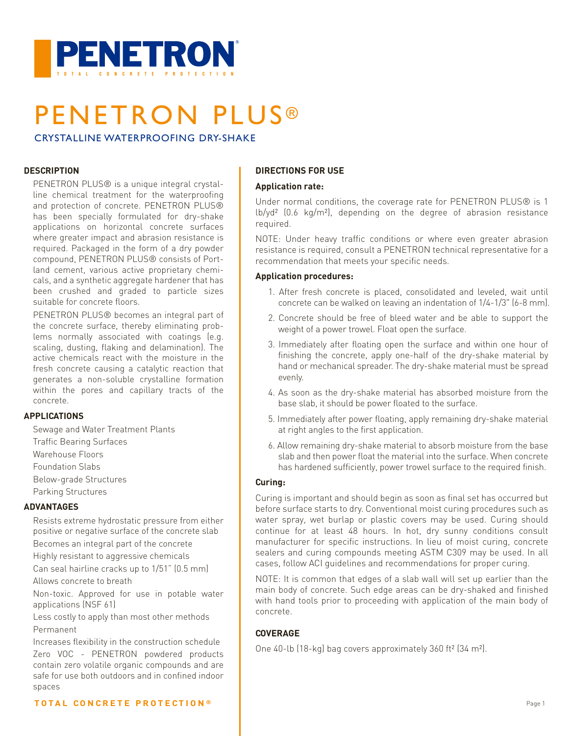# PENETRON

TOTAL CONCRETE PROTECTION

# PENETRON PLUS®

## CRYSTALLINE WATERPROOFING DRY-SHAKE

### DESCRIPTION

PENETRON PLUS® is a unique integral crystalline chemical treatment for the waterproofing and protection of concrete. PENETRON PLUS® has been specially formulated for dry-shake applications on horizontal concrete surfaces where greater impact and abrasion resistance is required. Packaged in the form of a dry powder compound, PENETRON PLUS® consists of Portland cement, various active proprietary chemicals, and a synthetic aggregate hardener that has been crushed and graded to particle sizes suitable for concrete floors.

PENETRON PLUS® becomes an integral part of the concrete surface, thereby eliminating problems normally associated with coatings (e.g. scaling, dusting, flaking and delamination). The active chemicals react with the moisture in the fresh concrete causing a catalytic reaction that generates a non-soluble crystalline formation within the pores and capillary tracts of the concrete.

### APPLICATIONS

Sewage and Water Treatment Plants

Traffic Bearing Surfaces

Warehouse Floors

Foundation Slabs

Below-grade Structures

Parking Structures

### ADVANTAGES

Resists extreme hydrostatic pressure from either positive or negative surface of the concrete slab

Becomes an integral part of the concrete

Highly resistant to aggressive chemicals

Can seal hairline cracks up to 1/51" (0.5 mm)

Allows concrete to breath

Non-toxic. Approved for use in potable water applications (NSF 61)

Less costly to apply than most other methods

Permanent

Increases flexibility in the construction schedule

Zero VOC - PENETRON powdered products contain zero volatile organic compounds and are safe for use both outdoors and in confined indoor spaces

### DIRECTIONS FOR USE

**Application rate:**

Under normal conditions, the coverage rate for PENETRON PLUS® is 1 lb/yd² (0.6 kg/m²), depending on the degree of abrasion resistance required.

NOTE: Under heavy traffic conditions or where even greater abrasion resistance is required, consult a PENETRON technical representative for a recommendation that meets your specific needs.

**Application procedures:**

1. After fresh concrete is placed, consolidated and leveled, wait until concrete can be walked on leaving an indentation of 1/4-1/3" (6-8 mm).
2. Concrete should be free of bleed water and be able to support the weight of a power trowel. Float open the surface.
3. Immediately after floating open the surface and within one hour of finishing the concrete, apply one-half of the dry-shake material by hand or mechanical spreader. The dry-shake material must be spread evenly.
4. As soon as the dry-shake material has absorbed moisture from the base slab, it should be power floated to the surface.
5. Immediately after power floating, apply remaining dry-shake material at right angles to the first application.
6. Allow remaining dry-shake material to absorb moisture from the base slab and then power float the material into the surface. When concrete has hardened sufficiently, power trowel surface to the required finish.

**Curing:**

Curing is important and should begin as soon as final set has occurred but before surface starts to dry. Conventional moist curing procedures such as water spray, wet burlap or plastic covers may be used. Curing should continue for at least 48 hours. In hot, dry sunny conditions consult manufacturer for specific instructions. In lieu of moist curing, concrete sealers and curing compounds meeting ASTM C309 may be used. In all cases, follow ACI guidelines and recommendations for proper curing.

NOTE: It is common that edges of a slab wall will set up earlier than the main body of concrete. Such edge areas can be dry-shaked and finished with hand tools prior to proceeding with application of the main body of concrete.

### COVERAGE

One 40-lb (18-kg) bag covers approximately 360 ft² (34 m²).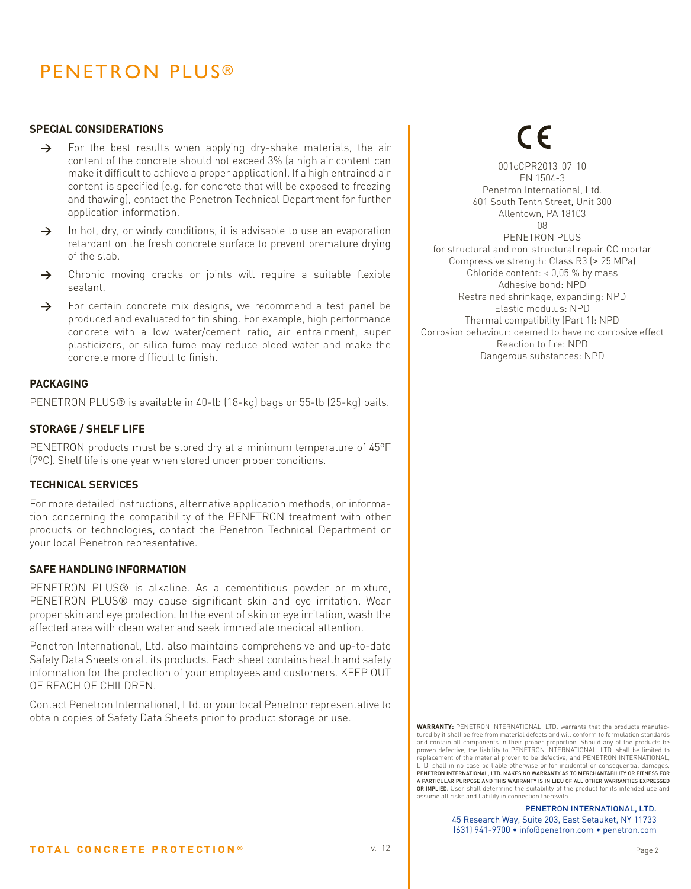# PENETRON PLUS®

## SPECIAL CONSIDERATIONS

- For the best results when applying dry-shake materials, the air content of the concrete should not exceed 3% (a high air content can make it difficult to achieve a proper application). If a high entrained air content is specified (e.g. for concrete that will be exposed to freezing and thawing), contact the Penetron Technical Department for further application information.
- In hot, dry, or windy conditions, it is advisable to use an evaporation retardant on the fresh concrete surface to prevent premature drying of the slab.
- Chronic moving cracks or joints will require a suitable flexible sealant.
- For certain concrete mix designs, we recommend a test panel be produced and evaluated for finishing. For example, high performance concrete with a low water/cement ratio, air entrainment, super plasticizers, or silica fume may reduce bleed water and make the concrete more difficult to finish.

## PACKAGING

PENETRON PLUS® is available in 40-lb (18-kg) bags or 55-lb (25-kg) pails.

## STORAGE / SHELF LIFE

PENETRON products must be stored dry at a minimum temperature of 45ºF (7ºC). Shelf life is one year when stored under proper conditions.

## TECHNICAL SERVICES

For more detailed instructions, alternative application methods, or information concerning the compatibility of the PENETRON treatment with other products or technologies, contact the Penetron Technical Department or your local Penetron representative.

## SAFE HANDLING INFORMATION

PENETRON PLUS® is alkaline. As a cementitious powder or mixture, PENETRON PLUS® may cause significant skin and eye irritation. Wear proper skin and eye protection. In the event of skin or eye irritation, wash the affected area with clean water and seek immediate medical attention.

Penetron International, Ltd. also maintains comprehensive and up-to-date Safety Data Sheets on all its products. Each sheet contains health and safety information for the protection of your employees and customers. KEEP OUT OF REACH OF CHILDREN.

Contact Penetron International, Ltd. or your local Penetron representative to obtain copies of Safety Data Sheets prior to product storage or use.

CE

001cCPR2013-07-10
EN 1504-3
Penetron International, Ltd.
601 South Tenth Street, Unit 300
Allentown, PA 18103
08
PENETRON PLUS
for structural and non-structural repair CC mortar
Compressive strength: Class R3 (≥ 25 MPa)
Chloride content: < 0,05 % by mass
Adhesive bond: NPD
Restrained shrinkage, expanding: NPD
Elastic modulus: NPD
Thermal compatibility (Part 1): NPD
Corrosion behaviour: deemed to have no corrosive effect
Reaction to fire: NPD
Dangerous substances: NPD

**WARRANTY:** PENETRON INTERNATIONAL, LTD. warrants that the products manufactured by it shall be free from material defects and will conform to formulation standards and contain all components in their proper proportion. Should any of the products be proven defective, the liability to PENETRON INTERNATIONAL, LTD. shall be limited to replacement of the material proven to be defective, and PENETRON INTERNATIONAL, LTD. shall in no case be liable otherwise or for incidental or consequential damages. **PENETRON INTERNATIONAL, LTD. MAKES NO WARRANTY AS TO MERCHANTABILITY OR FITNESS FOR A PARTICULAR PURPOSE AND THIS WARRANTY IS IN LIEU OF ALL OTHER WARRANTIES EXPRESSED OR IMPLIED.** User shall determine the suitability of the product for its intended use and assume all risks and liability in connection therewith.

PENETRON INTERNATIONAL, LTD.
45 Research Way, Suite 203, East Setauket, NY 11733
(631) 941-9700 • info@penetron.com • penetron.com

**TOTAL CONCRETE PROTECTION®**

v. I12